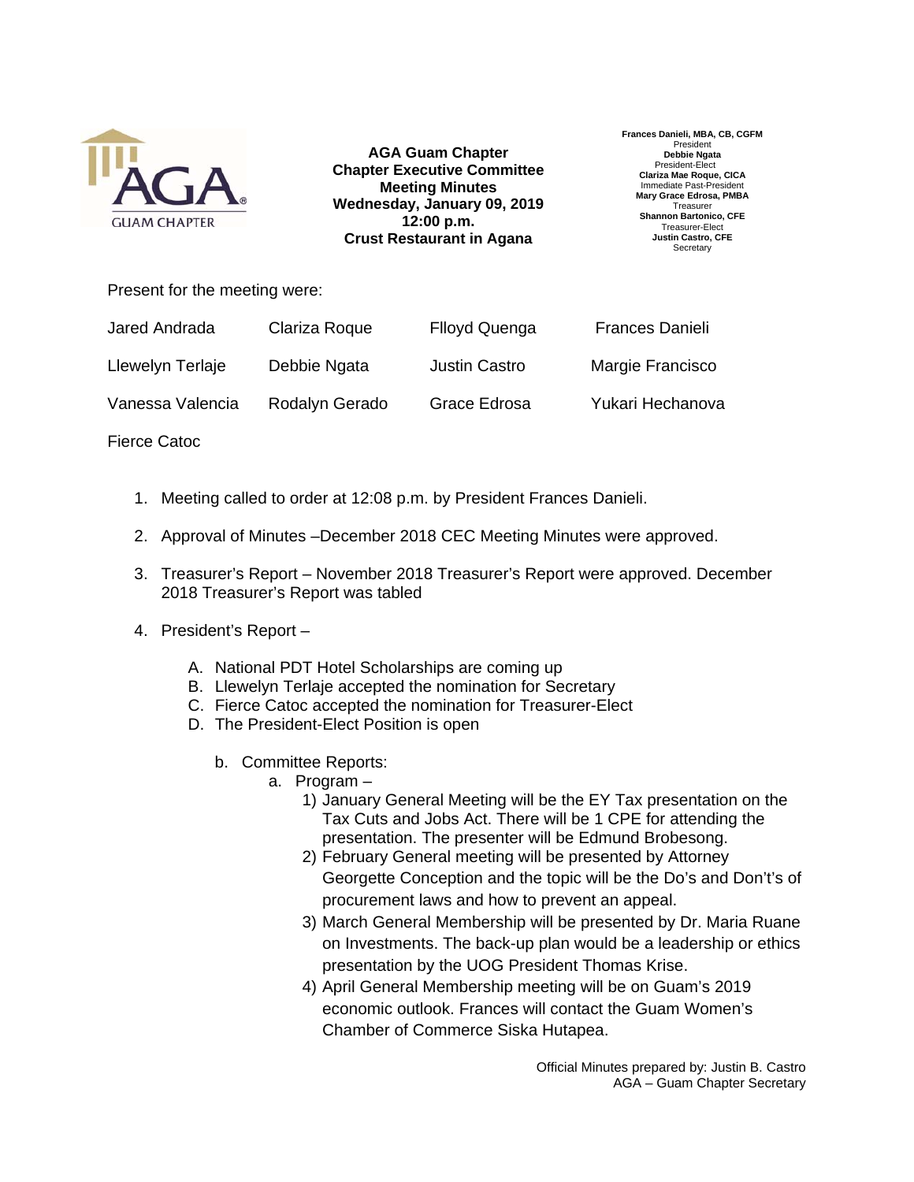AGA Guam Chapter

**AGA Guam Chapter**
**Chapter Executive Committee**
**Meeting Minutes**
**Wednesday, January 09, 2019**
**12:00 p.m.**
**Crust Restaurant in Agana**

**Frances Danieli, MBA, CB, CGFM**
President
**Debbie Ngata**
President-Elect
**Clariza Mae Roque, CICA**
Immediate Past-President
**Mary Grace Edrosa, PMBA**
Treasurer
**Shannon Bartonico, CFE**
Treasurer-Elect
**Justin Castro, CFE**
Secretary

Present for the meeting were:

| | | | |
|---|---|---|---|
| Jared Andrada | Clariza Roque | Flloyd Quenga | Frances Danieli |
| Llewelyn Terlaje | Debbie Ngata | Justin Castro | Margie Francisco |
| Vanessa Valencia | Rodalyn Gerado | Grace Edrosa | Yukari Hechanova |
| Fierce Catoc | | | |

1. Meeting called to order at 12:08 p.m. by President Frances Danieli.

2. Approval of Minutes –December 2018 CEC Meeting Minutes were approved.

3. Treasurer's Report – November 2018 Treasurer's Report were approved. December 2018 Treasurer's Report was tabled

4. President's Report –

   A. National PDT Hotel Scholarships are coming up
   B. Llewelyn Terlaje accepted the nomination for Secretary
   C. Fierce Catoc accepted the nomination for Treasurer-Elect
   D. The President-Elect Position is open

      b. Committee Reports:
         a. Program –
            1) January General Meeting will be the EY Tax presentation on the Tax Cuts and Jobs Act. There will be 1 CPE for attending the presentation. The presenter will be Edmund Brobesong.
            2) February General meeting will be presented by Attorney Georgette Conception and the topic will be the Do's and Don't's of procurement laws and how to prevent an appeal.
            3) March General Membership will be presented by Dr. Maria Ruane on Investments. The back-up plan would be a leadership or ethics presentation by the UOG President Thomas Krise.
            4) April General Membership meeting will be on Guam's 2019 economic outlook. Frances will contact the Guam Women's Chamber of Commerce Siska Hutapea.

Official Minutes prepared by: Justin B. Castro
AGA – Guam Chapter Secretary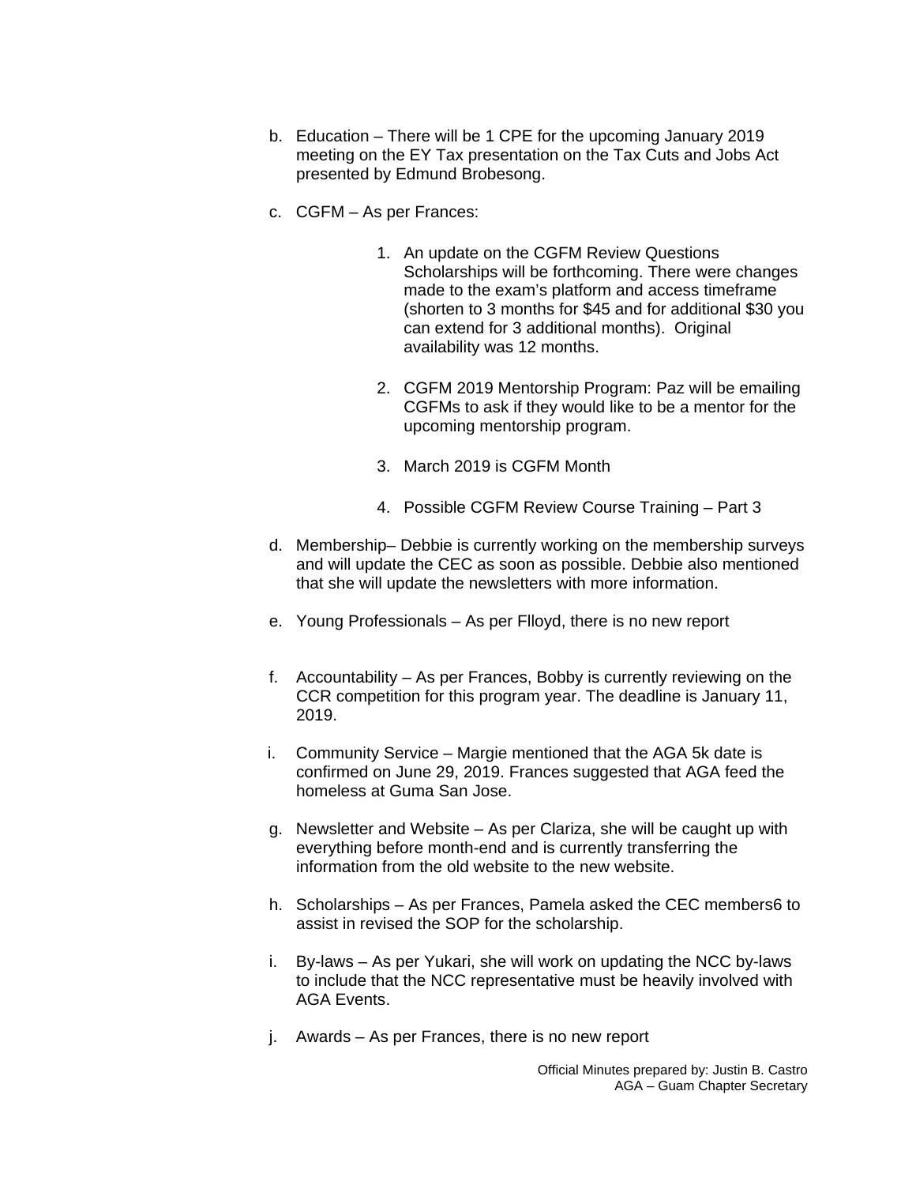b. Education – There will be 1 CPE for the upcoming January 2019 meeting on the EY Tax presentation on the Tax Cuts and Jobs Act presented by Edmund Brobesong.

c. CGFM – As per Frances:

    1. An update on the CGFM Review Questions Scholarships will be forthcoming. There were changes made to the exam's platform and access timeframe (shorten to 3 months for $45 and for additional $30 you can extend for 3 additional months). Original availability was 12 months.

    2. CGFM 2019 Mentorship Program: Paz will be emailing CGFMs to ask if they would like to be a mentor for the upcoming mentorship program.

    3. March 2019 is CGFM Month

    4. Possible CGFM Review Course Training – Part 3

d. Membership– Debbie is currently working on the membership surveys and will update the CEC as soon as possible. Debbie also mentioned that she will update the newsletters with more information.

e. Young Professionals – As per Flloyd, there is no new report

f. Accountability – As per Frances, Bobby is currently reviewing on the CCR competition for this program year. The deadline is January 11, 2019.

i. Community Service – Margie mentioned that the AGA 5k date is confirmed on June 29, 2019. Frances suggested that AGA feed the homeless at Guma San Jose.

g. Newsletter and Website – As per Clariza, she will be caught up with everything before month-end and is currently transferring the information from the old website to the new website.

h. Scholarships – As per Frances, Pamela asked the CEC members6 to assist in revised the SOP for the scholarship.

i. By-laws – As per Yukari, she will work on updating the NCC by-laws to include that the NCC representative must be heavily involved with AGA Events.

j. Awards – As per Frances, there is no new report

Official Minutes prepared by: Justin B. Castro
AGA – Guam Chapter Secretary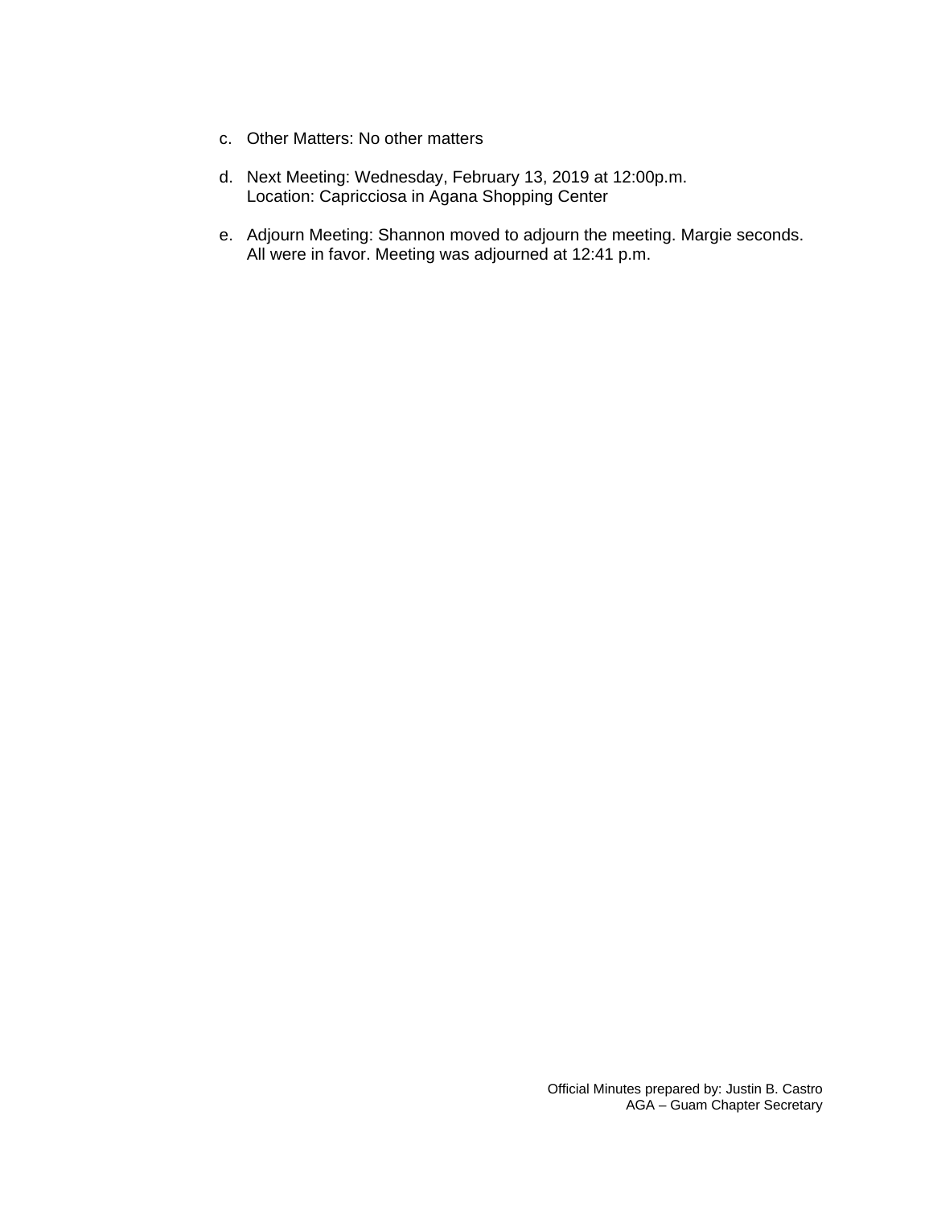c. Other Matters: No other matters

d. Next Meeting: Wednesday, February 13, 2019 at 12:00p.m.
   Location: Capricciosa in Agana Shopping Center

e. Adjourn Meeting: Shannon moved to adjourn the meeting. Margie seconds. All were in favor. Meeting was adjourned at 12:41 p.m.

Official Minutes prepared by: Justin B. Castro
AGA – Guam Chapter Secretary